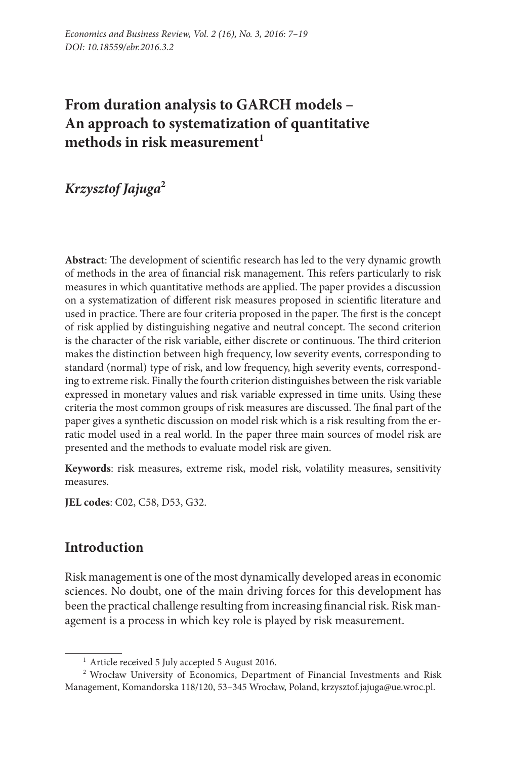# From duration analysis to GARCH models – An approach to systematization of quantitative methods in risk measurement[1]

## *Krzysztof Jajuga*[2]

**Abstract**: The development of scientific research has led to the very dynamic growth of methods in the area of financial risk management. This refers particularly to risk measures in which quantitative methods are applied. The paper provides a discussion on a systematization of different risk measures proposed in scientific literature and used in practice. There are four criteria proposed in the paper. The first is the concept of risk applied by distinguishing negative and neutral concept. The second criterion is the character of the risk variable, either discrete or continuous. The third criterion makes the distinction between high frequency, low severity events, corresponding to standard (normal) type of risk, and low frequency, high severity events, corresponding to extreme risk. Finally the fourth criterion distinguishes between the risk variable expressed in monetary values and risk variable expressed in time units. Using these criteria the most common groups of risk measures are discussed. The final part of the paper gives a synthetic discussion on model risk which is a risk resulting from the erratic model used in a real world. In the paper three main sources of model risk are presented and the methods to evaluate model risk are given.

**Keywords**: risk measures, extreme risk, model risk, volatility measures, sensitivity measures.

**JEL codes**: C02, C58, D53, G32.

## Introduction

Risk management is one of the most dynamically developed areas in economic sciences. No doubt, one of the main driving forces for this development has been the practical challenge resulting from increasing financial risk. Risk management is a process in which key role is played by risk measurement.

---

[1] Article received 5 July accepted 5 August 2016.

[2] Wrocław University of Economics, Department of Financial Investments and Risk Management, Komandorska 118/120, 53–345 Wrocław, Poland, krzysztof.jajuga@ue.wroc.pl.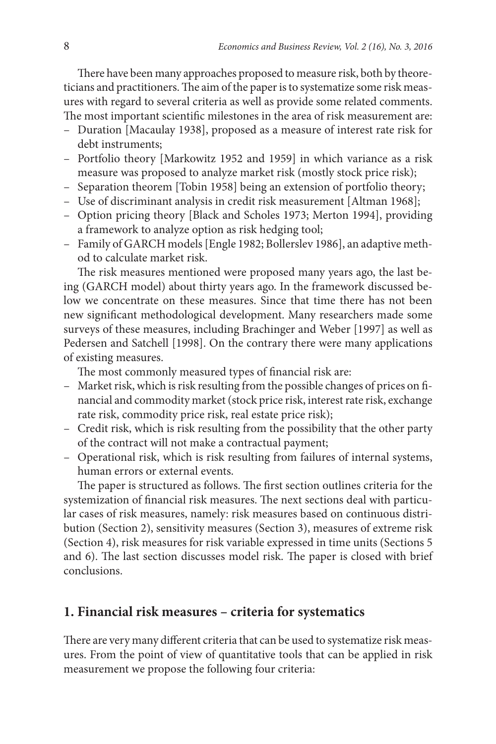There have been many approaches proposed to measure risk, both by theoreticians and practitioners. The aim of the paper is to systematize some risk measures with regard to several criteria as well as provide some related comments. The most important scientific milestones in the area of risk measurement are:

- Duration [Macaulay 1938], proposed as a measure of interest rate risk for debt instruments;
- Portfolio theory [Markowitz 1952 and 1959] in which variance as a risk measure was proposed to analyze market risk (mostly stock price risk);
- Separation theorem [Tobin 1958] being an extension of portfolio theory;
- Use of discriminant analysis in credit risk measurement [Altman 1968];
- Option pricing theory [Black and Scholes 1973; Merton 1994], providing a framework to analyze option as risk hedging tool;
- Family of GARCH models [Engle 1982; Bollerslev 1986], an adaptive method to calculate market risk.

The risk measures mentioned were proposed many years ago, the last being (GARCH model) about thirty years ago. In the framework discussed below we concentrate on these measures. Since that time there has not been new significant methodological development. Many researchers made some surveys of these measures, including Brachinger and Weber [1997] as well as Pedersen and Satchell [1998]. On the contrary there were many applications of existing measures.

The most commonly measured types of financial risk are:

- Market risk, which is risk resulting from the possible changes of prices on financial and commodity market (stock price risk, interest rate risk, exchange rate risk, commodity price risk, real estate price risk);
- Credit risk, which is risk resulting from the possibility that the other party of the contract will not make a contractual payment;
- Operational risk, which is risk resulting from failures of internal systems, human errors or external events.

The paper is structured as follows. The first section outlines criteria for the systemization of financial risk measures. The next sections deal with particular cases of risk measures, namely: risk measures based on continuous distribution (Section 2), sensitivity measures (Section 3), measures of extreme risk (Section 4), risk measures for risk variable expressed in time units (Sections 5 and 6). The last section discusses model risk. The paper is closed with brief conclusions.

## 1. Financial risk measures – criteria for systematics

There are very many different criteria that can be used to systematize risk measures. From the point of view of quantitative tools that can be applied in risk measurement we propose the following four criteria: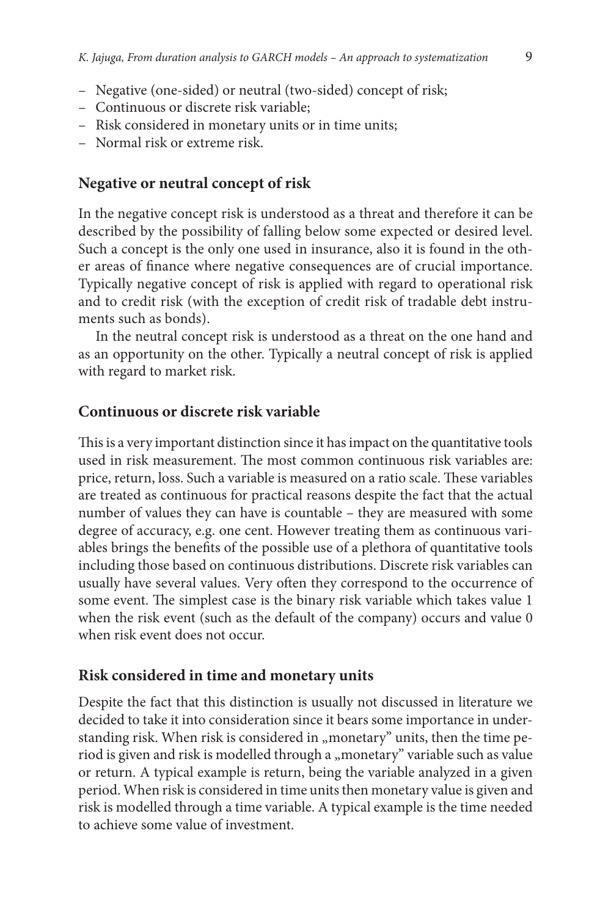- Negative (one-sided) or neutral (two-sided) concept of risk;
- Continuous or discrete risk variable;
- Risk considered in monetary units or in time units;
- Normal risk or extreme risk.

## Negative or neutral concept of risk

In the negative concept risk is understood as a threat and therefore it can be described by the possibility of falling below some expected or desired level. Such a concept is the only one used in insurance, also it is found in the other areas of finance where negative consequences are of crucial importance. Typically negative concept of risk is applied with regard to operational risk and to credit risk (with the exception of credit risk of tradable debt instruments such as bonds).

In the neutral concept risk is understood as a threat on the one hand and as an opportunity on the other. Typically a neutral concept of risk is applied with regard to market risk.

## Continuous or discrete risk variable

This is a very important distinction since it has impact on the quantitative tools used in risk measurement. The most common continuous risk variables are: price, return, loss. Such a variable is measured on a ratio scale. These variables are treated as continuous for practical reasons despite the fact that the actual number of values they can have is countable – they are measured with some degree of accuracy, e.g. one cent. However treating them as continuous variables brings the benefits of the possible use of a plethora of quantitative tools including those based on continuous distributions. Discrete risk variables can usually have several values. Very often they correspond to the occurrence of some event. The simplest case is the binary risk variable which takes value 1 when the risk event (such as the default of the company) occurs and value 0 when risk event does not occur.

## Risk considered in time and monetary units

Despite the fact that this distinction is usually not discussed in literature we decided to take it into consideration since it bears some importance in understanding risk. When risk is considered in „monetary" units, then the time period is given and risk is modelled through a „monetary" variable such as value or return. A typical example is return, being the variable analyzed in a given period. When risk is considered in time units then monetary value is given and risk is modelled through a time variable. A typical example is the time needed to achieve some value of investment.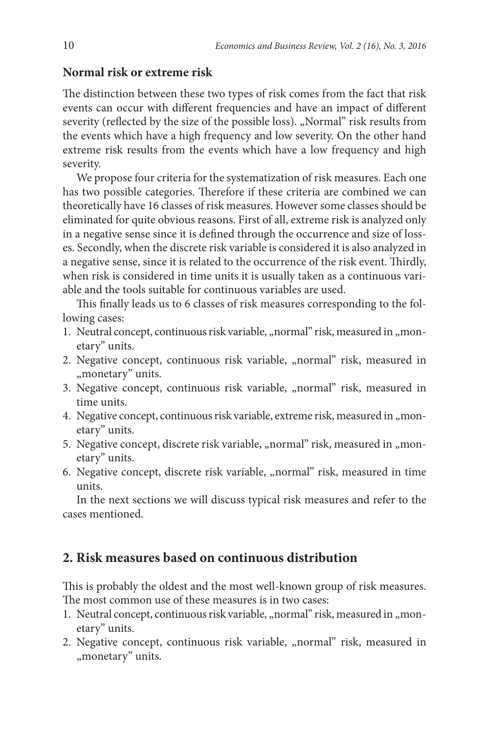### Normal risk or extreme risk

The distinction between these two types of risk comes from the fact that risk events can occur with different frequencies and have an impact of different severity (reflected by the size of the possible loss). „Normal" risk results from the events which have a high frequency and low severity. On the other hand extreme risk results from the events which have a low frequency and high severity.

We propose four criteria for the systematization of risk measures. Each one has two possible categories. Therefore if these criteria are combined we can theoretically have 16 classes of risk measures. However some classes should be eliminated for quite obvious reasons. First of all, extreme risk is analyzed only in a negative sense since it is defined through the occurrence and size of losses. Secondly, when the discrete risk variable is considered it is also analyzed in a negative sense, since it is related to the occurrence of the risk event. Thirdly, when risk is considered in time units it is usually taken as a continuous variable and the tools suitable for continuous variables are used.

This finally leads us to 6 classes of risk measures corresponding to the following cases:

1. Neutral concept, continuous risk variable, „normal" risk, measured in „monetary" units.
2. Negative concept, continuous risk variable, „normal" risk, measured in „monetary" units.
3. Negative concept, continuous risk variable, „normal" risk, measured in time units.
4. Negative concept, continuous risk variable, extreme risk, measured in „monetary" units.
5. Negative concept, discrete risk variable, „normal" risk, measured in „monetary" units.
6. Negative concept, discrete risk variable, „normal" risk, measured in time units.

In the next sections we will discuss typical risk measures and refer to the cases mentioned.

## 2. Risk measures based on continuous distribution

This is probably the oldest and the most well-known group of risk measures. The most common use of these measures is in two cases:

1. Neutral concept, continuous risk variable, „normal" risk, measured in „monetary" units.
2. Negative concept, continuous risk variable, „normal" risk, measured in „monetary" units.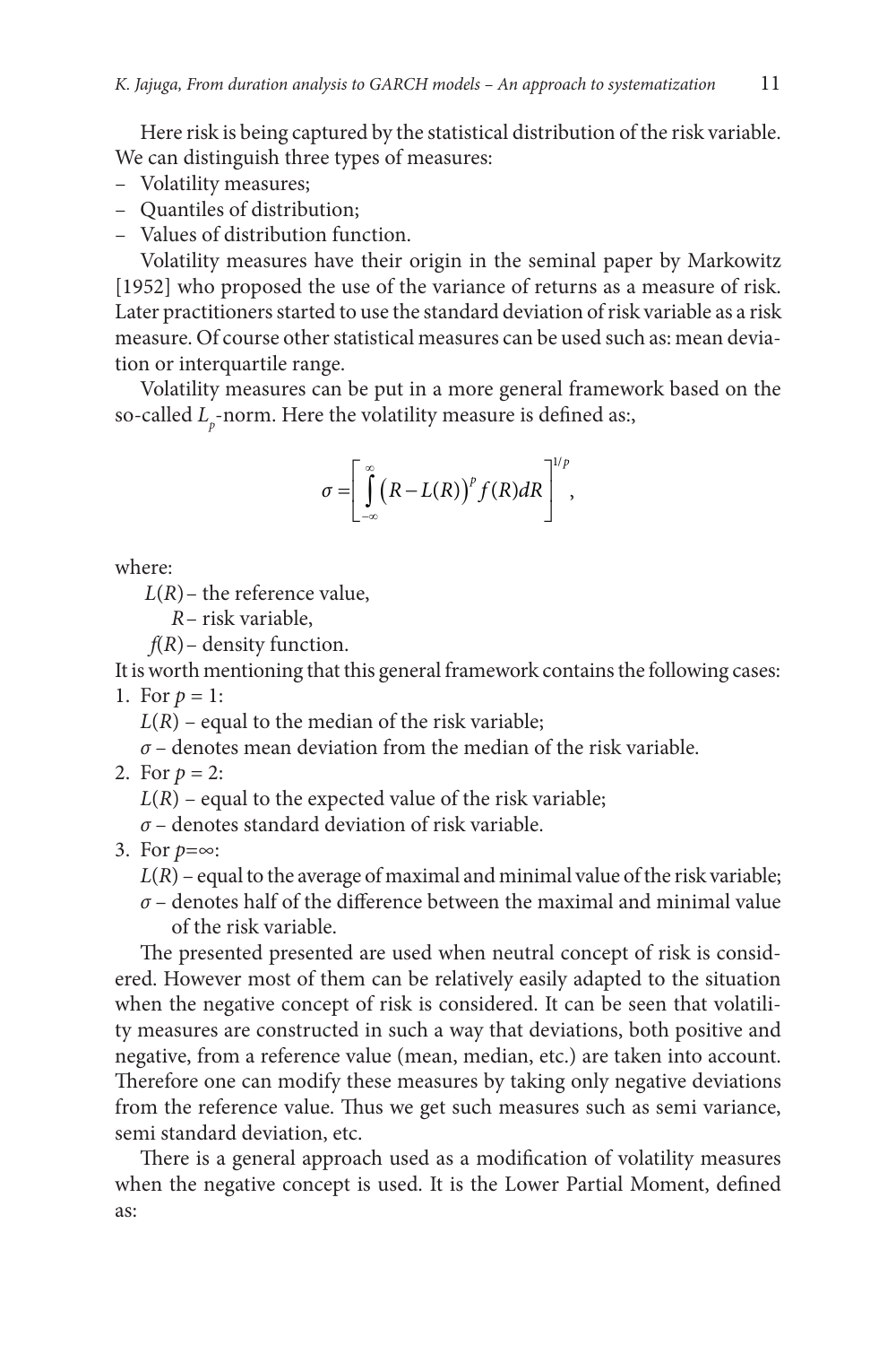Here risk is being captured by the statistical distribution of the risk variable. We can distinguish three types of measures:

- Volatility measures;
- Quantiles of distribution;
- Values of distribution function.

Volatility measures have their origin in the seminal paper by Markowitz [1952] who proposed the use of the variance of returns as a measure of risk. Later practitioners started to use the standard deviation of risk variable as a risk measure. Of course other statistical measures can be used such as: mean deviation or interquartile range.

Volatility measures can be put in a more general framework based on the so-called $L_p$-norm. Here the volatility measure is defined as:,

$$\sigma = \left[ \int_{-\infty}^{\infty} \left( R - L(R) \right)^p f(R) dR \right]^{1/p},$$

where:

$L(R)$ – the reference value,

$R$ – risk variable,

$f(R)$ – density function.

It is worth mentioning that this general framework contains the following cases:

1. For $p = 1$:

   $L(R)$ – equal to the median of the risk variable;

   $\sigma$ – denotes mean deviation from the median of the risk variable.

2. For $p = 2$:

   $L(R)$ – equal to the expected value of the risk variable;

   $\sigma$ – denotes standard deviation of risk variable.

3. For $p=\infty$:

   $L(R)$ – equal to the average of maximal and minimal value of the risk variable;

   $\sigma$ – denotes half of the difference between the maximal and minimal value of the risk variable.

The presented presented are used when neutral concept of risk is considered. However most of them can be relatively easily adapted to the situation when the negative concept of risk is considered. It can be seen that volatility measures are constructed in such a way that deviations, both positive and negative, from a reference value (mean, median, etc.) are taken into account. Therefore one can modify these measures by taking only negative deviations from the reference value. Thus we get such measures such as semi variance, semi standard deviation, etc.

There is a general approach used as a modification of volatility measures when the negative concept is used. It is the Lower Partial Moment, defined as: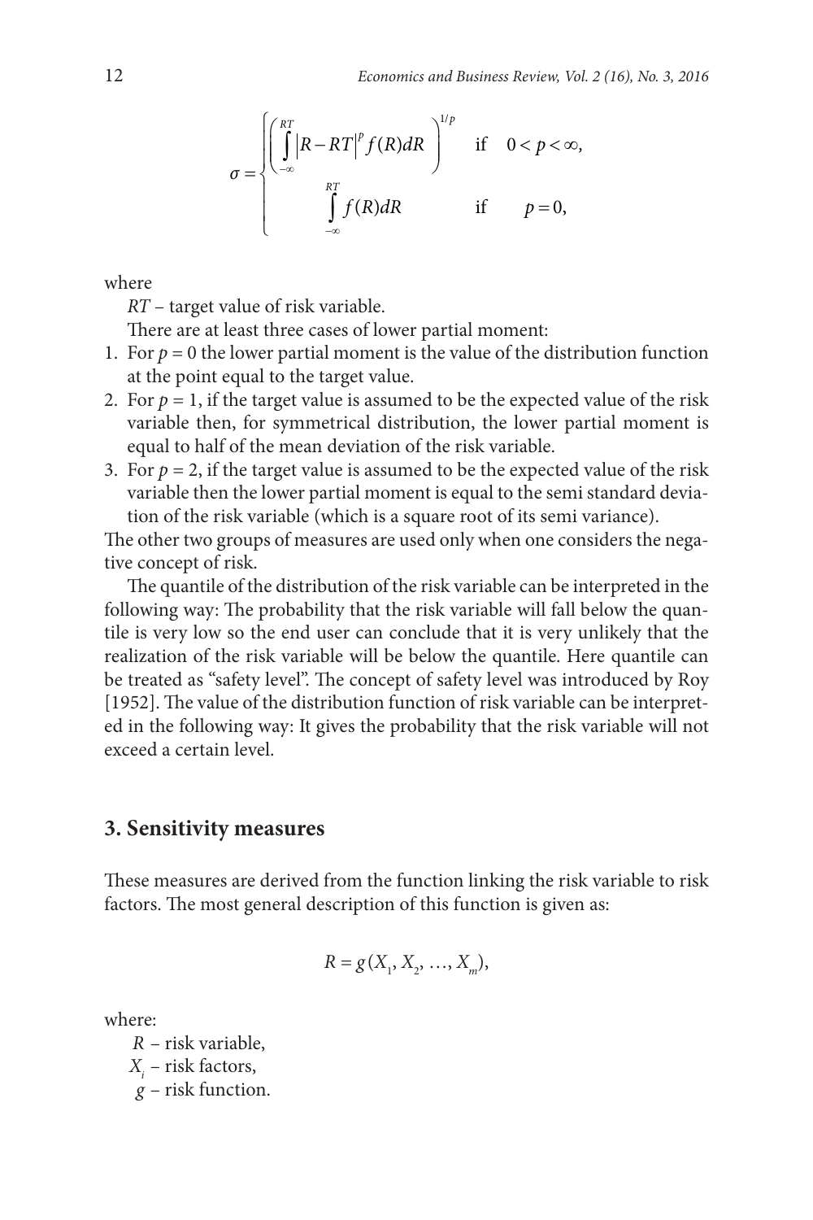$$\sigma = \begin{cases} \left( \int_{-\infty}^{RT} \left| R - RT \right|^p f(R) dR \right)^{1/p} & \text{if} \quad 0 < p < \infty, \\ \int_{-\infty}^{RT} f(R) dR & \text{if} \quad p = 0, \end{cases}$$

where

$RT$ – target value of risk variable.

There are at least three cases of lower partial moment:

1. For $p = 0$ the lower partial moment is the value of the distribution function at the point equal to the target value.
2. For $p = 1$, if the target value is assumed to be the expected value of the risk variable then, for symmetrical distribution, the lower partial moment is equal to half of the mean deviation of the risk variable.
3. For $p = 2$, if the target value is assumed to be the expected value of the risk variable then the lower partial moment is equal to the semi standard deviation of the risk variable (which is a square root of its semi variance).

The other two groups of measures are used only when one considers the negative concept of risk.

The quantile of the distribution of the risk variable can be interpreted in the following way: The probability that the risk variable will fall below the quantile is very low so the end user can conclude that it is very unlikely that the realization of the risk variable will be below the quantile. Here quantile can be treated as "safety level". The concept of safety level was introduced by Roy [1952]. The value of the distribution function of risk variable can be interpreted in the following way: It gives the probability that the risk variable will not exceed a certain level.

## 3. Sensitivity measures

These measures are derived from the function linking the risk variable to risk factors. The most general description of this function is given as:

$$R = g(X_1, X_2, \ldots, X_m),$$

where:

$R$ – risk variable,

$X_i$ – risk factors,

$g$ – risk function.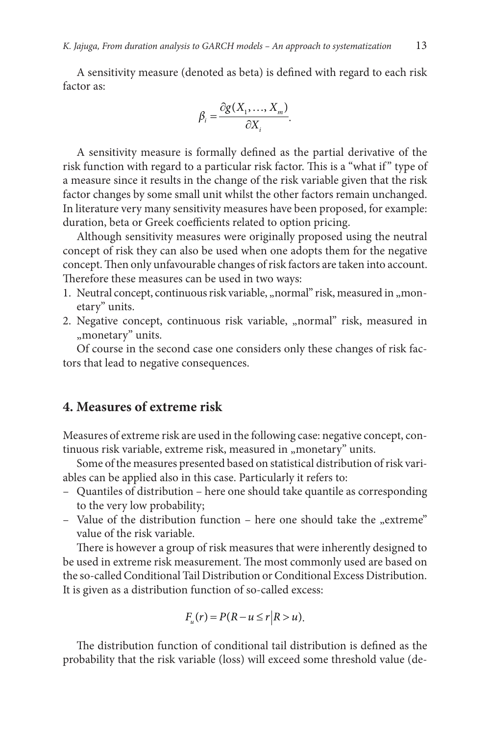A sensitivity measure (denoted as beta) is defined with regard to each risk factor as:

$$\beta_i = \frac{\partial g(X_1, \ldots, X_m)}{\partial X_i}.$$

A sensitivity measure is formally defined as the partial derivative of the risk function with regard to a particular risk factor. This is a "what if" type of a measure since it results in the change of the risk variable given that the risk factor changes by some small unit whilst the other factors remain unchanged. In literature very many sensitivity measures have been proposed, for example: duration, beta or Greek coefficients related to option pricing.

Although sensitivity measures were originally proposed using the neutral concept of risk they can also be used when one adopts them for the negative concept. Then only unfavourable changes of risk factors are taken into account. Therefore these measures can be used in two ways:

1. Neutral concept, continuous risk variable, „normal" risk, measured in „monetary" units.
2. Negative concept, continuous risk variable, „normal" risk, measured in „monetary" units.

Of course in the second case one considers only these changes of risk factors that lead to negative consequences.

## 4. Measures of extreme risk

Measures of extreme risk are used in the following case: negative concept, continuous risk variable, extreme risk, measured in „monetary" units.

Some of the measures presented based on statistical distribution of risk variables can be applied also in this case. Particularly it refers to:

- Quantiles of distribution – here one should take quantile as corresponding to the very low probability;
- Value of the distribution function – here one should take the „extreme" value of the risk variable.

There is however a group of risk measures that were inherently designed to be used in extreme risk measurement. The most commonly used are based on the so-called Conditional Tail Distribution or Conditional Excess Distribution. It is given as a distribution function of so-called excess:

$$F_u(r) = P(R - u \le r \,|\, R > u).$$

The distribution function of conditional tail distribution is defined as the probability that the risk variable (loss) will exceed some threshold value (de-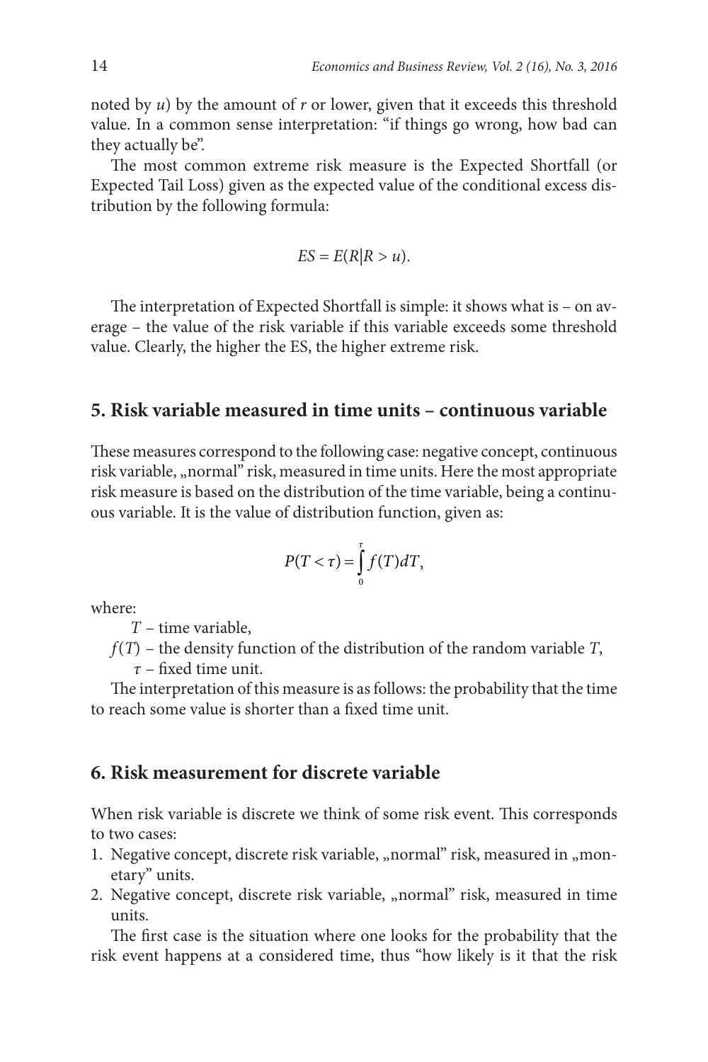noted by $u$) by the amount of $r$ or lower, given that it exceeds this threshold value. In a common sense interpretation: "if things go wrong, how bad can they actually be".

The most common extreme risk measure is the Expected Shortfall (or Expected Tail Loss) given as the expected value of the conditional excess distribution by the following formula:

$$ES = E(R|R > u).$$

The interpretation of Expected Shortfall is simple: it shows what is – on average – the value of the risk variable if this variable exceeds some threshold value. Clearly, the higher the ES, the higher extreme risk.

## 5. Risk variable measured in time units – continuous variable

These measures correspond to the following case: negative concept, continuous risk variable, „normal" risk, measured in time units. Here the most appropriate risk measure is based on the distribution of the time variable, being a continuous variable. It is the value of distribution function, given as:

$$P(T < \tau) = \int_{0}^{\tau} f(T)dT,$$

where:

$T$ – time variable,

$f(T)$ – the density function of the distribution of the random variable $T$,

$\tau$ – fixed time unit.

The interpretation of this measure is as follows: the probability that the time to reach some value is shorter than a fixed time unit.

## 6. Risk measurement for discrete variable

When risk variable is discrete we think of some risk event. This corresponds to two cases:

1. Negative concept, discrete risk variable, „normal" risk, measured in „monetary" units.
2. Negative concept, discrete risk variable, „normal" risk, measured in time units.

The first case is the situation where one looks for the probability that the risk event happens at a considered time, thus "how likely is it that the risk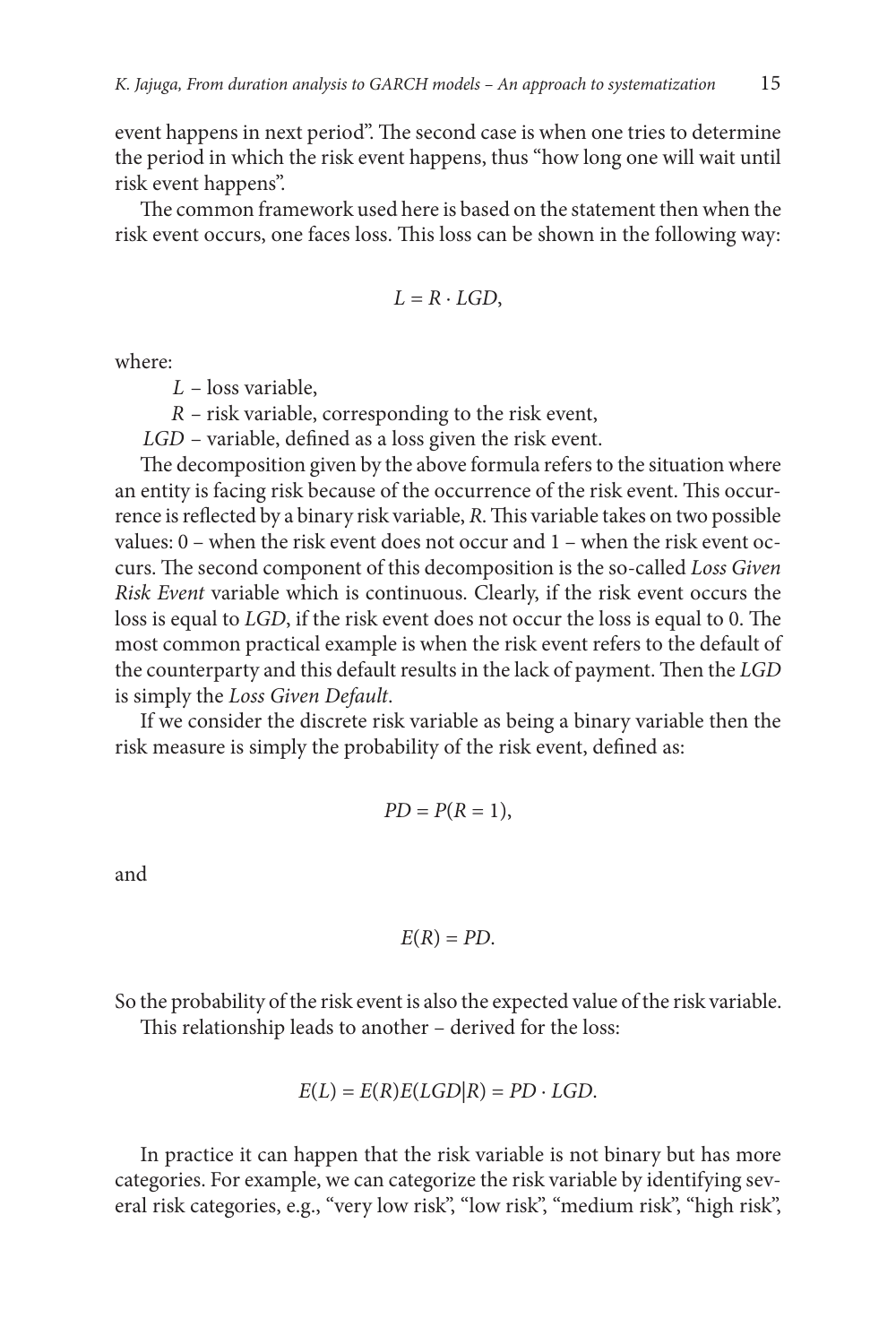event happens in next period". The second case is when one tries to determine the period in which the risk event happens, thus "how long one will wait until risk event happens".

The common framework used here is based on the statement then when the risk event occurs, one faces loss. This loss can be shown in the following way:

$$L = R \cdot LGD,$$

where:

$L$ – loss variable,

$R$ – risk variable, corresponding to the risk event,

$LGD$ – variable, defined as a loss given the risk event.

The decomposition given by the above formula refers to the situation where an entity is facing risk because of the occurrence of the risk event. This occurrence is reflected by a binary risk variable, $R$. This variable takes on two possible values: 0 – when the risk event does not occur and 1 – when the risk event occurs. The second component of this decomposition is the so-called *Loss Given Risk Event* variable which is continuous. Clearly, if the risk event occurs the loss is equal to $LGD$, if the risk event does not occur the loss is equal to 0. The most common practical example is when the risk event refers to the default of the counterparty and this default results in the lack of payment. Then the $LGD$ is simply the *Loss Given Default*.

If we consider the discrete risk variable as being a binary variable then the risk measure is simply the probability of the risk event, defined as:

$$PD = P(R = 1),$$

and

$$E(R) = PD.$$

So the probability of the risk event is also the expected value of the risk variable.

This relationship leads to another – derived for the loss:

$$E(L) = E(R)E(LGD|R) = PD \cdot LGD.$$

In practice it can happen that the risk variable is not binary but has more categories. For example, we can categorize the risk variable by identifying several risk categories, e.g., "very low risk", "low risk", "medium risk", "high risk",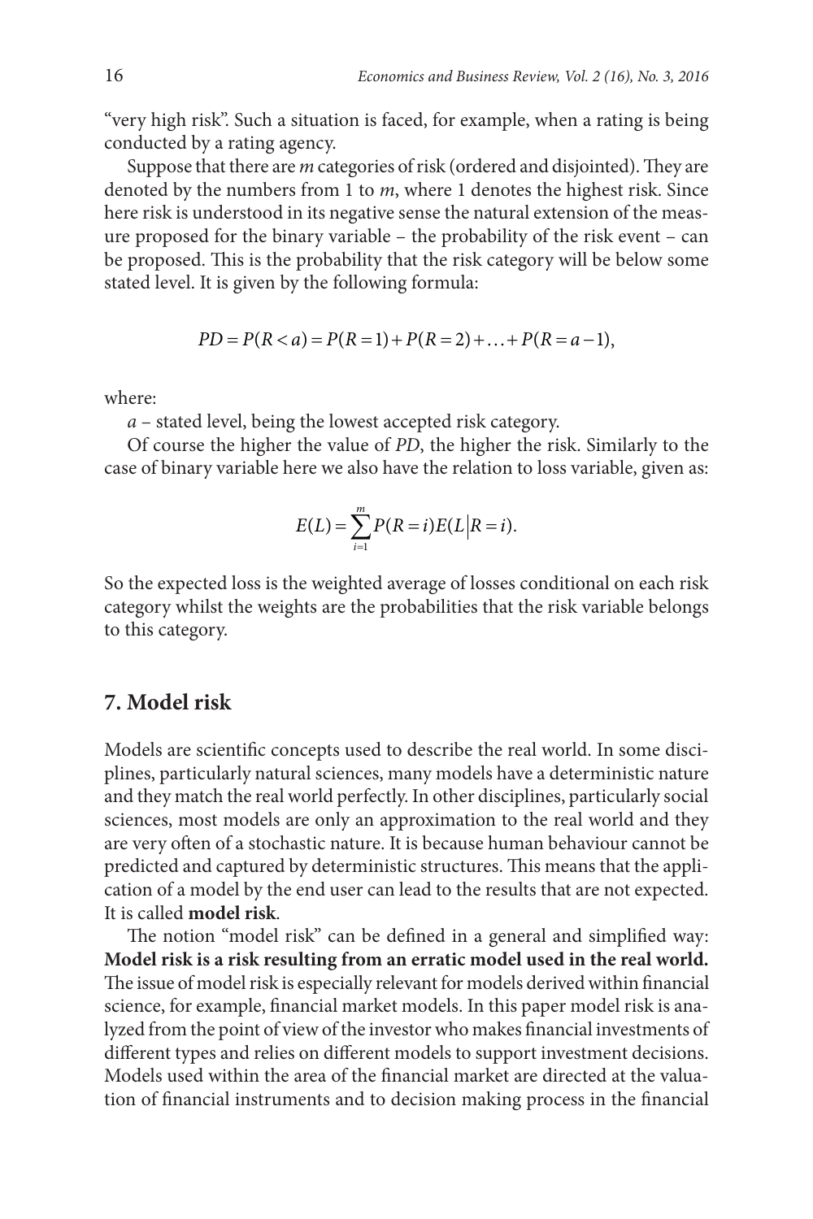"very high risk". Such a situation is faced, for example, when a rating is being conducted by a rating agency.

Suppose that there are $m$ categories of risk (ordered and disjointed). They are denoted by the numbers from 1 to $m$, where 1 denotes the highest risk. Since here risk is understood in its negative sense the natural extension of the measure proposed for the binary variable – the probability of the risk event – can be proposed. This is the probability that the risk category will be below some stated level. It is given by the following formula:

$$PD = P(R < a) = P(R = 1) + P(R = 2) + \ldots + P(R = a - 1),$$

where:

$a$ – stated level, being the lowest accepted risk category.

Of course the higher the value of $PD$, the higher the risk. Similarly to the case of binary variable here we also have the relation to loss variable, given as:

$$E(L) = \sum_{i=1}^{m} P(R = i) E(L \middle| R = i).$$

So the expected loss is the weighted average of losses conditional on each risk category whilst the weights are the probabilities that the risk variable belongs to this category.

## 7. Model risk

Models are scientific concepts used to describe the real world. In some disciplines, particularly natural sciences, many models have a deterministic nature and they match the real world perfectly. In other disciplines, particularly social sciences, most models are only an approximation to the real world and they are very often of a stochastic nature. It is because human behaviour cannot be predicted and captured by deterministic structures. This means that the application of a model by the end user can lead to the results that are not expected. It is called **model risk**.

The notion "model risk" can be defined in a general and simplified way: **Model risk is a risk resulting from an erratic model used in the real world.** The issue of model risk is especially relevant for models derived within financial science, for example, financial market models. In this paper model risk is analyzed from the point of view of the investor who makes financial investments of different types and relies on different models to support investment decisions. Models used within the area of the financial market are directed at the valuation of financial instruments and to decision making process in the financial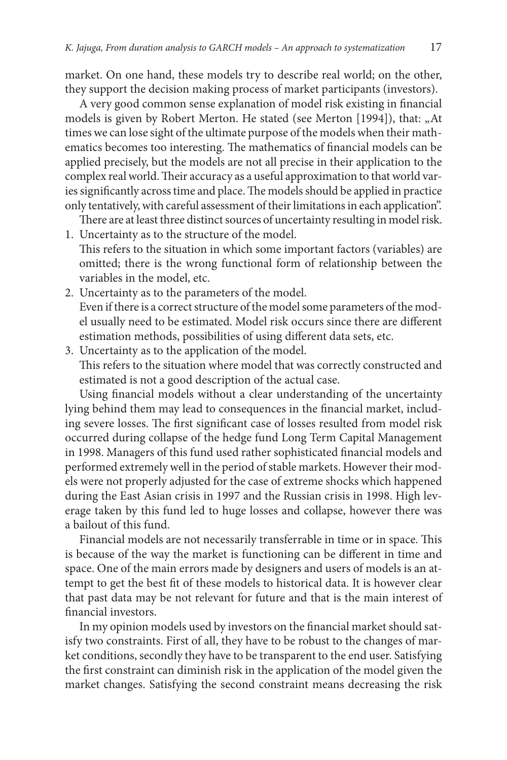market. On one hand, these models try to describe real world; on the other, they support the decision making process of market participants (investors).

A very good common sense explanation of model risk existing in financial models is given by Robert Merton. He stated (see Merton [1994]), that: „At times we can lose sight of the ultimate purpose of the models when their mathematics becomes too interesting. The mathematics of financial models can be applied precisely, but the models are not all precise in their application to the complex real world. Their accuracy as a useful approximation to that world varies significantly across time and place. The models should be applied in practice only tentatively, with careful assessment of their limitations in each application".

There are at least three distinct sources of uncertainty resulting in model risk.

1. Uncertainty as to the structure of the model.
   This refers to the situation in which some important factors (variables) are omitted; there is the wrong functional form of relationship between the variables in the model, etc.
2. Uncertainty as to the parameters of the model.
   Even if there is a correct structure of the model some parameters of the model usually need to be estimated. Model risk occurs since there are different estimation methods, possibilities of using different data sets, etc.
3. Uncertainty as to the application of the model.
   This refers to the situation where model that was correctly constructed and estimated is not a good description of the actual case.

Using financial models without a clear understanding of the uncertainty lying behind them may lead to consequences in the financial market, including severe losses. The first significant case of losses resulted from model risk occurred during collapse of the hedge fund Long Term Capital Management in 1998. Managers of this fund used rather sophisticated financial models and performed extremely well in the period of stable markets. However their models were not properly adjusted for the case of extreme shocks which happened during the East Asian crisis in 1997 and the Russian crisis in 1998. High leverage taken by this fund led to huge losses and collapse, however there was a bailout of this fund.

Financial models are not necessarily transferrable in time or in space. This is because of the way the market is functioning can be different in time and space. One of the main errors made by designers and users of models is an attempt to get the best fit of these models to historical data. It is however clear that past data may be not relevant for future and that is the main interest of financial investors.

In my opinion models used by investors on the financial market should satisfy two constraints. First of all, they have to be robust to the changes of market conditions, secondly they have to be transparent to the end user. Satisfying the first constraint can diminish risk in the application of the model given the market changes. Satisfying the second constraint means decreasing the risk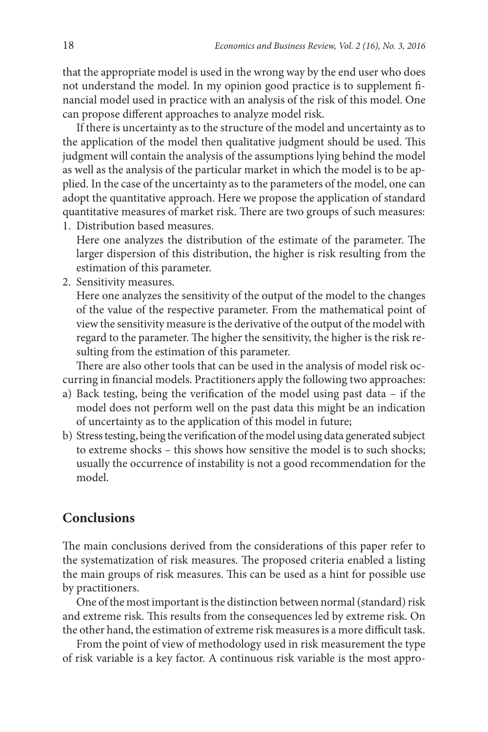that the appropriate model is used in the wrong way by the end user who does not understand the model. In my opinion good practice is to supplement financial model used in practice with an analysis of the risk of this model. One can propose different approaches to analyze model risk.

If there is uncertainty as to the structure of the model and uncertainty as to the application of the model then qualitative judgment should be used. This judgment will contain the analysis of the assumptions lying behind the model as well as the analysis of the particular market in which the model is to be applied. In the case of the uncertainty as to the parameters of the model, one can adopt the quantitative approach. Here we propose the application of standard quantitative measures of market risk. There are two groups of such measures:

1. Distribution based measures.
   Here one analyzes the distribution of the estimate of the parameter. The larger dispersion of this distribution, the higher is risk resulting from the estimation of this parameter.
2. Sensitivity measures.
   Here one analyzes the sensitivity of the output of the model to the changes of the value of the respective parameter. From the mathematical point of view the sensitivity measure is the derivative of the output of the model with regard to the parameter. The higher the sensitivity, the higher is the risk resulting from the estimation of this parameter.

There are also other tools that can be used in the analysis of model risk occurring in financial models. Practitioners apply the following two approaches:

a) Back testing, being the verification of the model using past data – if the model does not perform well on the past data this might be an indication of uncertainty as to the application of this model in future;
b) Stress testing, being the verification of the model using data generated subject to extreme shocks – this shows how sensitive the model is to such shocks; usually the occurrence of instability is not a good recommendation for the model.

## Conclusions

The main conclusions derived from the considerations of this paper refer to the systematization of risk measures. The proposed criteria enabled a listing the main groups of risk measures. This can be used as a hint for possible use by practitioners.

One of the most important is the distinction between normal (standard) risk and extreme risk. This results from the consequences led by extreme risk. On the other hand, the estimation of extreme risk measures is a more difficult task.

From the point of view of methodology used in risk measurement the type of risk variable is a key factor. A continuous risk variable is the most appro-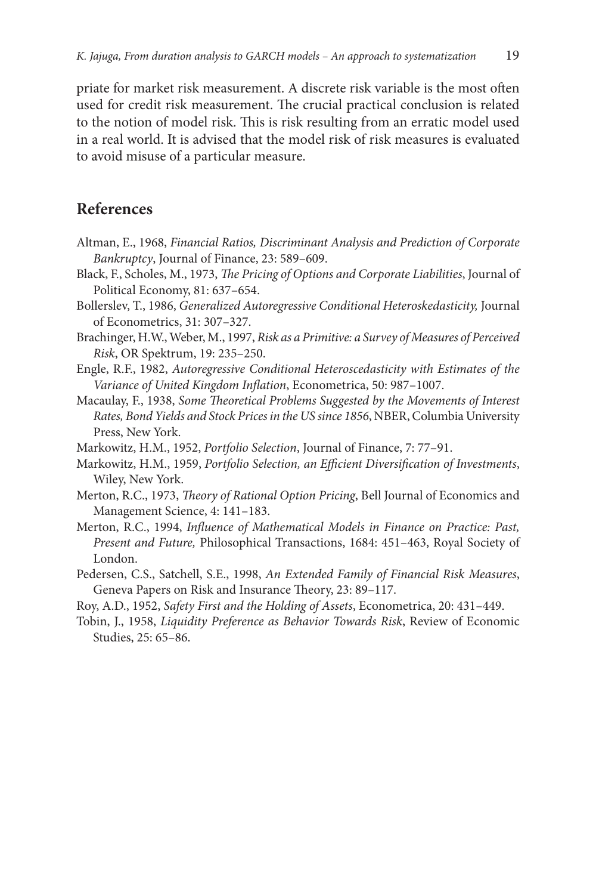priate for market risk measurement. A discrete risk variable is the most often used for credit risk measurement. The crucial practical conclusion is related to the notion of model risk. This is risk resulting from an erratic model used in a real world. It is advised that the model risk of risk measures is evaluated to avoid misuse of a particular measure.

## References

Altman, E., 1968, *Financial Ratios, Discriminant Analysis and Prediction of Corporate Bankruptcy*, Journal of Finance, 23: 589–609.

Black, F., Scholes, M., 1973, *The Pricing of Options and Corporate Liabilities*, Journal of Political Economy, 81: 637–654.

Bollerslev, T., 1986, *Generalized Autoregressive Conditional Heteroskedasticity,* Journal of Econometrics, 31: 307–327.

Brachinger, H.W., Weber, M., 1997, *Risk as a Primitive: a Survey of Measures of Perceived Risk*, OR Spektrum, 19: 235–250.

Engle, R.F., 1982, *Autoregressive Conditional Heteroscedasticity with Estimates of the Variance of United Kingdom Inflation*, Econometrica, 50: 987–1007.

Macaulay, F., 1938, *Some Theoretical Problems Suggested by the Movements of Interest Rates, Bond Yields and Stock Prices in the US since 1856*, NBER, Columbia University Press, New York.

Markowitz, H.M., 1952, *Portfolio Selection*, Journal of Finance, 7: 77–91.

Markowitz, H.M., 1959, *Portfolio Selection, an Efficient Diversification of Investments*, Wiley, New York.

Merton, R.C., 1973, *Theory of Rational Option Pricing*, Bell Journal of Economics and Management Science, 4: 141–183.

Merton, R.C., 1994, *Influence of Mathematical Models in Finance on Practice: Past, Present and Future,* Philosophical Transactions, 1684: 451–463, Royal Society of London.

Pedersen, C.S., Satchell, S.E., 1998, *An Extended Family of Financial Risk Measures*, Geneva Papers on Risk and Insurance Theory, 23: 89–117.

Roy, A.D., 1952, *Safety First and the Holding of Assets*, Econometrica, 20: 431–449.

Tobin, J., 1958, *Liquidity Preference as Behavior Towards Risk*, Review of Economic Studies, 25: 65–86.